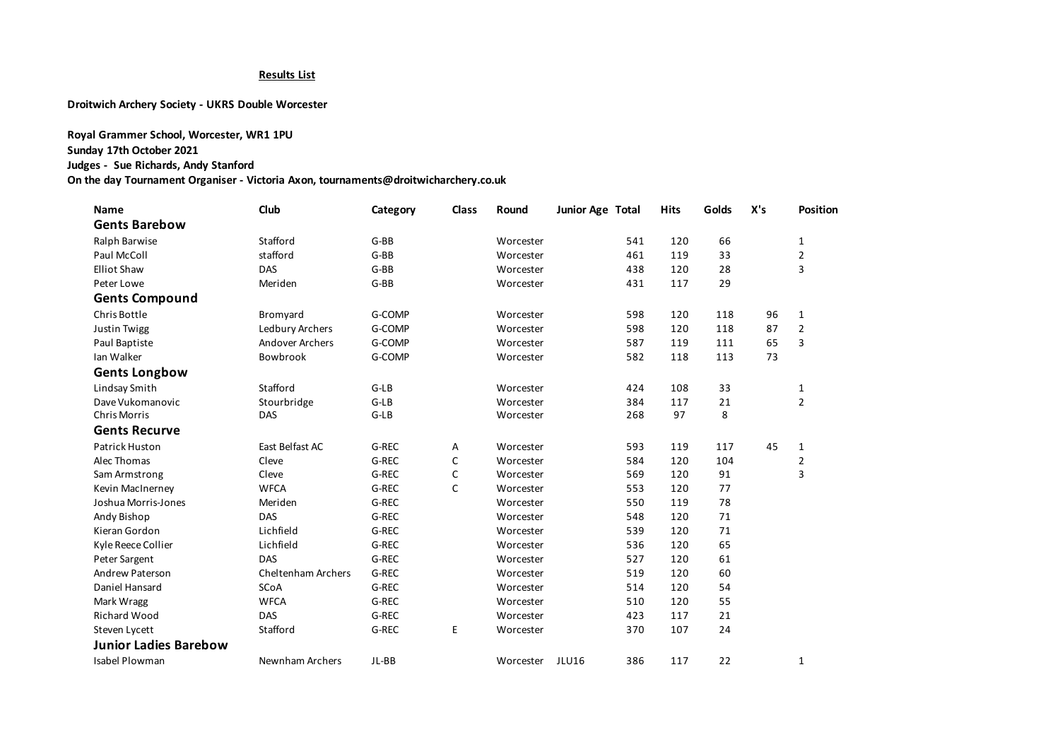**Results List**

**Droitwich Archery Society - UKRS Double Worcester**

**Royal Grammer School, Worcester, WR1 1PU**
**Sunday 17th October 2021**
**Judges - Sue Richards, Andy Stanford**
**On the day Tournament Organiser - Victoria Axon, tournaments@droitwicharchery.co.uk**

| Name | Club | Category | Class | Round | Junior Age | Total | Hits | Golds | X's | Position |
|---|---|---|---|---|---|---|---|---|---|---|
| **Gents Barebow** | | | | | | | | | | |
| Ralph Barwise | Stafford | G-BB | | Worcester | | 541 | 120 | 66 | | 1 |
| Paul McColl | stafford | G-BB | | Worcester | | 461 | 119 | 33 | | 2 |
| Elliot Shaw | DAS | G-BB | | Worcester | | 438 | 120 | 28 | | 3 |
| Peter Lowe | Meriden | G-BB | | Worcester | | 431 | 117 | 29 | | |
| **Gents Compound** | | | | | | | | | | |
| Chris Bottle | Bromyard | G-COMP | | Worcester | | 598 | 120 | 118 | 96 | 1 |
| Justin Twigg | Ledbury Archers | G-COMP | | Worcester | | 598 | 120 | 118 | 87 | 2 |
| Paul Baptiste | Andover Archers | G-COMP | | Worcester | | 587 | 119 | 111 | 65 | 3 |
| Ian Walker | Bowbrook | G-COMP | | Worcester | | 582 | 118 | 113 | 73 | |
| **Gents Longbow** | | | | | | | | | | |
| Lindsay Smith | Stafford | G-LB | | Worcester | | 424 | 108 | 33 | | 1 |
| Dave Vukomanovic | Stourbridge | G-LB | | Worcester | | 384 | 117 | 21 | | 2 |
| Chris Morris | DAS | G-LB | | Worcester | | 268 | 97 | 8 | | |
| **Gents Recurve** | | | | | | | | | | |
| Patrick Huston | East Belfast AC | G-REC | A | Worcester | | 593 | 119 | 117 | 45 | 1 |
| Alec Thomas | Cleve | G-REC | C | Worcester | | 584 | 120 | 104 | | 2 |
| Sam Armstrong | Cleve | G-REC | C | Worcester | | 569 | 120 | 91 | | 3 |
| Kevin MacInerney | WFCA | G-REC | C | Worcester | | 553 | 120 | 77 | | |
| Joshua Morris-Jones | Meriden | G-REC | | Worcester | | 550 | 119 | 78 | | |
| Andy Bishop | DAS | G-REC | | Worcester | | 548 | 120 | 71 | | |
| Kieran Gordon | Lichfield | G-REC | | Worcester | | 539 | 120 | 71 | | |
| Kyle Reece Collier | Lichfield | G-REC | | Worcester | | 536 | 120 | 65 | | |
| Peter Sargent | DAS | G-REC | | Worcester | | 527 | 120 | 61 | | |
| Andrew Paterson | Cheltenham Archers | G-REC | | Worcester | | 519 | 120 | 60 | | |
| Daniel Hansard | SCoA | G-REC | | Worcester | | 514 | 120 | 54 | | |
| Mark Wragg | WFCA | G-REC | | Worcester | | 510 | 120 | 55 | | |
| Richard Wood | DAS | G-REC | | Worcester | | 423 | 117 | 21 | | |
| Steven Lycett | Stafford | G-REC | E | Worcester | | 370 | 107 | 24 | | |
| **Junior Ladies Barebow** | | | | | | | | | | |
| Isabel Plowman | Newnham Archers | JL-BB | | Worcester | JLU16 | 386 | 117 | 22 | | 1 |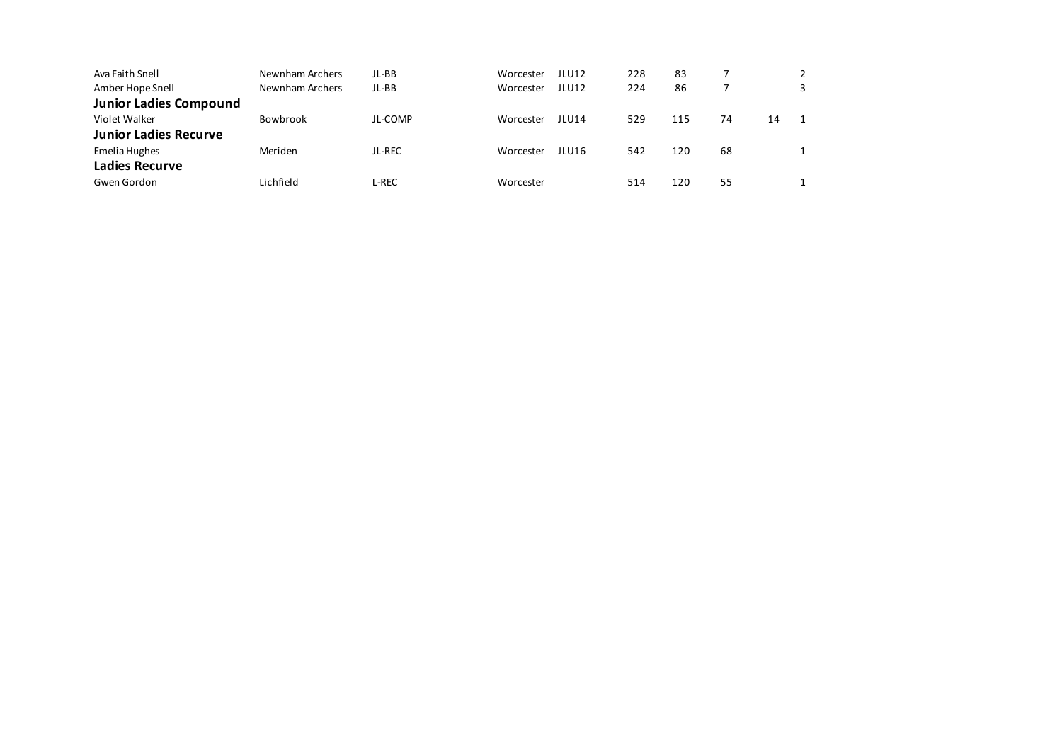| | | | | | | | | | |
|---|---|---|---|---|---|---|---|---|---|
| Ava Faith Snell | Newnham Archers | JL-BB | Worcester | JLU12 | 228 | 83 | 7 | | 2 |
| Amber Hope Snell | Newnham Archers | JL-BB | Worcester | JLU12 | 224 | 86 | 7 | | 3 |
| **Junior Ladies Compound** | | | | | | | | | |
| Violet Walker | Bowbrook | JL-COMP | Worcester | JLU14 | 529 | 115 | 74 | 14 | 1 |
| **Junior Ladies Recurve** | | | | | | | | | |
| Emelia Hughes | Meriden | JL-REC | Worcester | JLU16 | 542 | 120 | 68 | | 1 |
| **Ladies Recurve** | | | | | | | | | |
| Gwen Gordon | Lichfield | L-REC | Worcester | | 514 | 120 | 55 | | 1 |